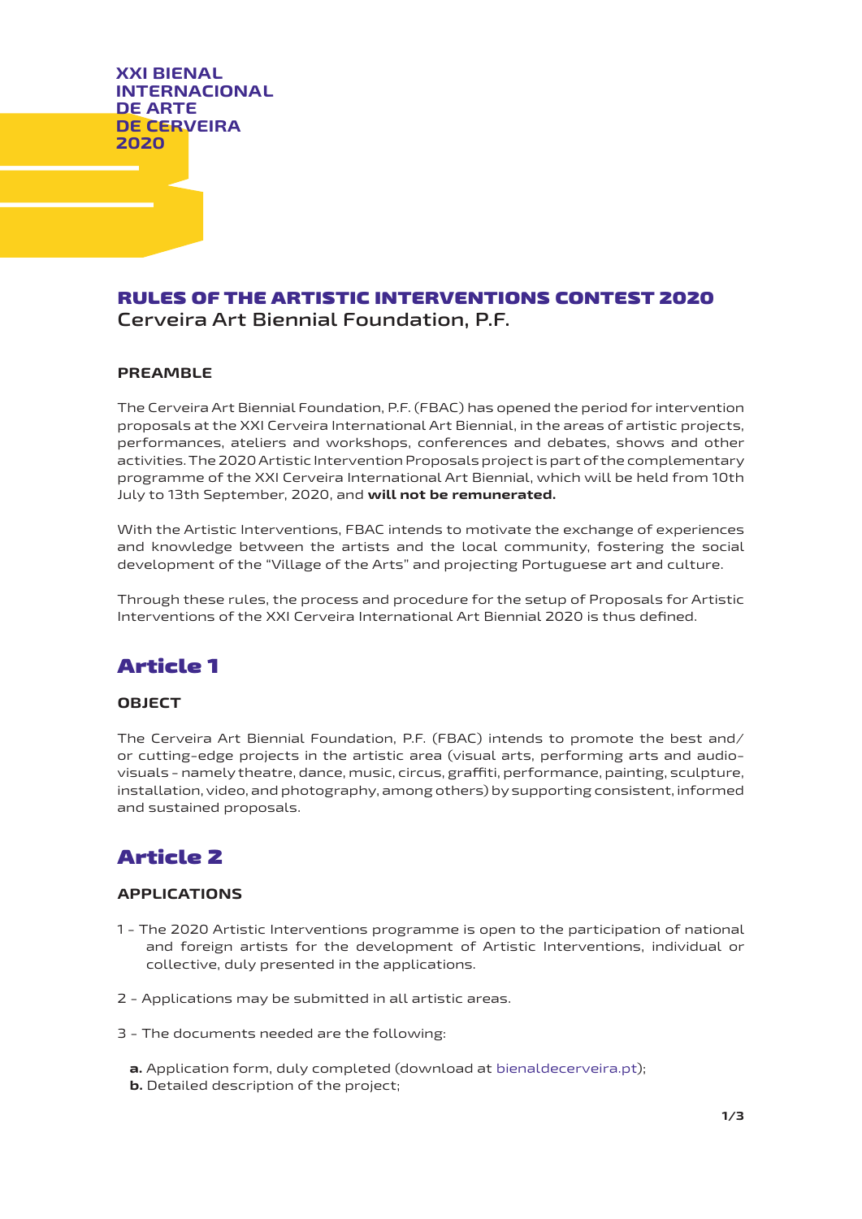XXI BIENAL INTERNACIONAL DE ARTE DE CERVEIRA 2020

# RULES OF THE ARTISTIC INTERVENTIONS CONTEST 2020

Cerveira Art Biennial Foundation, P.F.

### PREAMBLE

The Cerveira Art Biennial Foundation, P.F. (FBAC) has opened the period for intervention proposals at the XXI Cerveira International Art Biennial, in the areas of artistic projects, performances, ateliers and workshops, conferences and debates, shows and other activities. The 2020 Artistic Intervention Proposals project is part of the complementary programme of the XXI Cerveira International Art Biennial, which will be held from 10th July to 13th September, 2020, and **will not be remunerated.**

With the Artistic Interventions, FBAC intends to motivate the exchange of experiences and knowledge between the artists and the local community, fostering the social development of the "Village of the Arts" and projecting Portuguese art and culture.

Through these rules, the process and procedure for the setup of Proposals for Artistic Interventions of the XXI Cerveira International Art Biennial 2020 is thus defined.

## Article 1

### OBJECT

The Cerveira Art Biennial Foundation, P.F. (FBAC) intends to promote the best and/or cutting-edge projects in the artistic area (visual arts, performing arts and audio-visuals - namely theatre, dance, music, circus, graffiti, performance, painting, sculpture, installation, video, and photography, among others) by supporting consistent, informed and sustained proposals.

## Article 2

### APPLICATIONS

1 - The 2020 Artistic Interventions programme is open to the participation of national and foreign artists for the development of Artistic Interventions, individual or collective, duly presented in the applications.

2 - Applications may be submitted in all artistic areas.

3 - The documents needed are the following:

**a.** Application form, duly completed (download at bienaldecerveira.pt);
**b.** Detailed description of the project;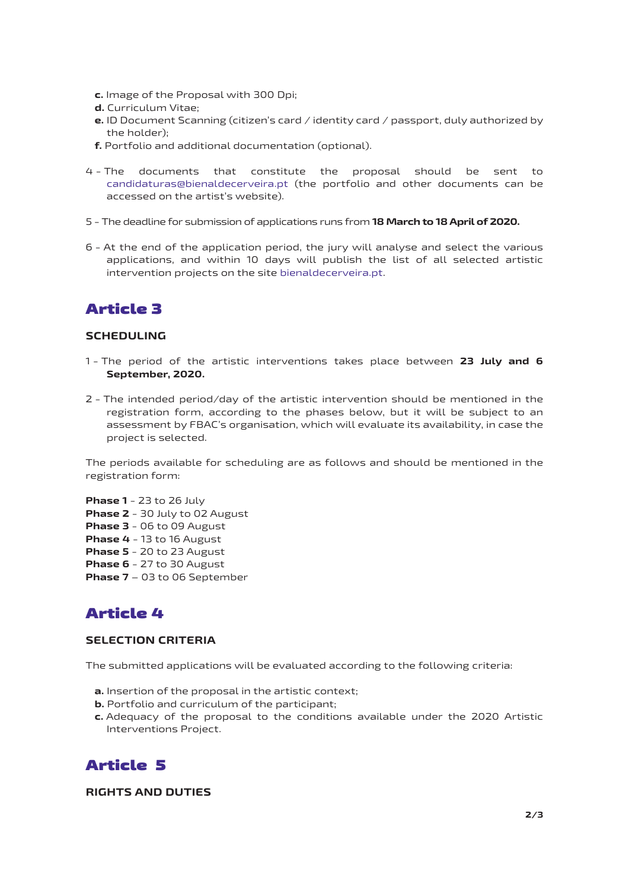**c.** Image of the Proposal with 300 Dpi;

**d.** Curriculum Vitae;

**e.** ID Document Scanning (citizen's card / identity card / passport, duly authorized by the holder);

**f.** Portfolio and additional documentation (optional).

4 - The documents that constitute the proposal should be sent to candidaturas@bienaldecerveira.pt (the portfolio and other documents can be accessed on the artist's website).

5 - The deadline for submission of applications runs from **18 March to 18 April of 2020.**

6 - At the end of the application period, the jury will analyse and select the various applications, and within 10 days will publish the list of all selected artistic intervention projects on the site bienaldecerveira.pt.

## Article 3

### SCHEDULING

1 - The period of the artistic interventions takes place between **23 July and 6 September, 2020.**

2 - The intended period/day of the artistic intervention should be mentioned in the registration form, according to the phases below, but it will be subject to an assessment by FBAC's organisation, which will evaluate its availability, in case the project is selected.

The periods available for scheduling are as follows and should be mentioned in the registration form:

**Phase 1** - 23 to 26 July
**Phase 2** - 30 July to 02 August
**Phase 3** - 06 to 09 August
**Phase 4** - 13 to 16 August
**Phase 5** - 20 to 23 August
**Phase 6** - 27 to 30 August
**Phase 7** – 03 to 06 September

## Article 4

### SELECTION CRITERIA

The submitted applications will be evaluated according to the following criteria:

**a.** Insertion of the proposal in the artistic context;

**b.** Portfolio and curriculum of the participant;

**c.** Adequacy of the proposal to the conditions available under the 2020 Artistic Interventions Project.

## Article 5

### RIGHTS AND DUTIES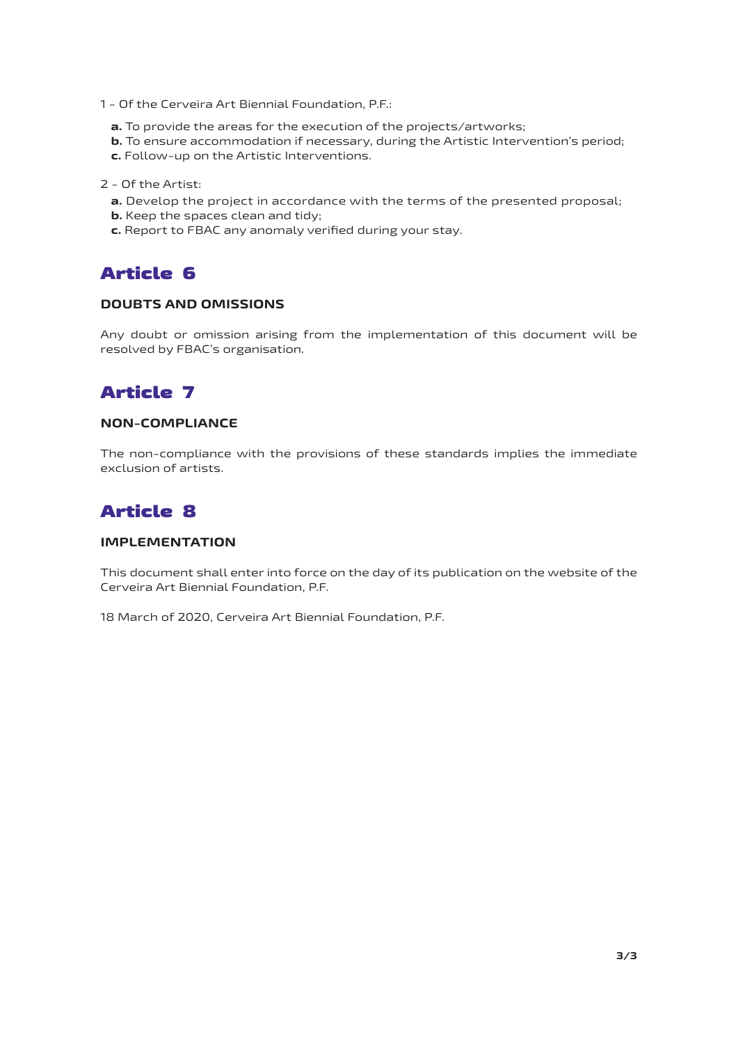1 - Of the Cerveira Art Biennial Foundation, P.F.:

- **a.** To provide the areas for the execution of the projects/artworks;
- **b.** To ensure accommodation if necessary, during the Artistic Intervention's period;
- **c.** Follow-up on the Artistic Interventions.

2 - Of the Artist:

- **a.** Develop the project in accordance with the terms of the presented proposal;
- **b.** Keep the spaces clean and tidy;
- **c.** Report to FBAC any anomaly verified during your stay.

## Article 6

### DOUBTS AND OMISSIONS

Any doubt or omission arising from the implementation of this document will be resolved by FBAC's organisation.

## Article 7

### NON-COMPLIANCE

The non-compliance with the provisions of these standards implies the immediate exclusion of artists.

## Article 8

### IMPLEMENTATION

This document shall enter into force on the day of its publication on the website of the Cerveira Art Biennial Foundation, P.F.

18 March of 2020, Cerveira Art Biennial Foundation, P.F.